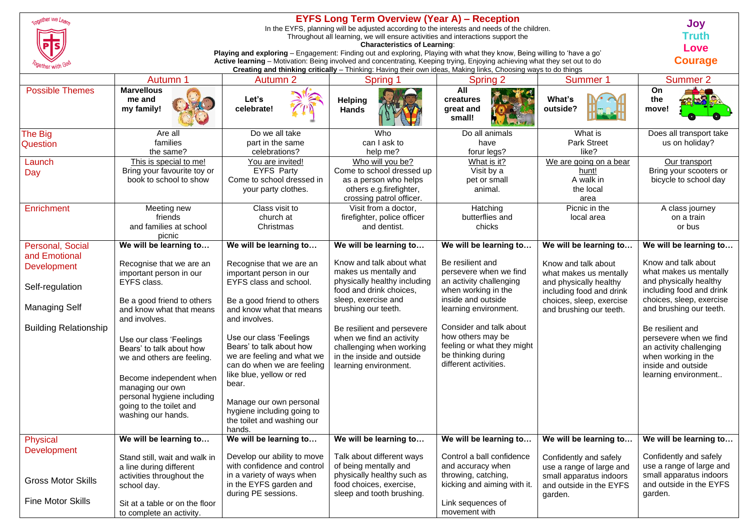# EYFS Long Term Overview (Year A) – Reception

In the EYFS, planning will be adjusted according to the interests and needs of the children.
Throughout all learning, we will ensure activities and interactions support the
**Characteristics of Learning**:
**Playing and exploring** – Engagement: Finding out and exploring, Playing with what they know, Being willing to 'have a go'
**Active learning** – Motivation: Being involved and concentrating, Keeping trying, Enjoying achieving what they set out to do
**Creating and thinking critically** – Thinking: Having their own ideas, Making links, Choosing ways to do things

Joy
Truth
Love
Courage

| | Autumn 1 | Autumn 2 | Spring 1 | Spring 2 | Summer 1 | Summer 2 |
|---|---|---|---|---|---|---|
| Possible Themes | **Marvellous me and my family!** | **Let's celebrate!** | **Helping Hands** | **All creatures great and small!** | **What's outside?** | **On the move!** |
| The Big Question | Are all families the same? | Do we all take part in the same celebrations? | Who can I ask to help me? | Do all animals have forur legs? | What is Park Street like? | Does all transport take us on holiday? |
| Launch Day | This is special to me! Bring your favourite toy or book to school to show | You are invited! EYFS Party Come to school dressed in your party clothes. | Who will you be? Come to school dressed up as a person who helps others e.g.firefighter, crossing patrol officer. | What is it? Visit by a pet or small animal. | We are going on a bear hunt! A walk in the local area | Our transport Bring your scooters or bicycle to school day |
| Enrichment | Meeting new friends and families at school picnic | Class visit to church at Christmas | Visit from a doctor, firefighter, police officer and dentist. | Hatching butterflies and chicks | Picnic in the local area | A class journey on a train or bus |
| Personal, Social and Emotional Development<br><br>Self-regulation<br><br>Managing Self<br><br>Building Relationship | **We will be learning to…**<br><br>Recognise that we are an important person in our EYFS class.<br><br>Be a good friend to others and know what that means and involves.<br><br>Use our class 'Feelings Bears' to talk about how we and others are feeling.<br><br>Become independent when managing our own personal hygiene including going to the toilet and washing our hands. | **We will be learning to…**<br><br>Recognise that we are an important person in our EYFS class and school.<br><br>Be a good friend to others and know what that means and involves.<br><br>Use our class 'Feelings Bears' to talk about how we are feeling and what we can do when we are feeling like blue, yellow or red bear.<br><br>Manage our own personal hygiene including going to the toilet and washing our hands. | **We will be learning to…**<br><br>Know and talk about what makes us mentally and physically healthy including food and drink choices, sleep, exercise and brushing our teeth.<br><br>Be resilient and persevere when we find an activity challenging when working in the inside and outside learning environment. | **We will be learning to…**<br><br>Be resilient and persevere when we find an activity challenging when working in the inside and outside learning environment.<br><br>Consider and talk about how others may be feeling or what they might be thinking during different activities. | **We will be learning to…**<br><br>Know and talk about what makes us mentally and physically healthy including food and drink choices, sleep, exercise and brushing our teeth. | **We will be learning to…**<br><br>Know and talk about what makes us mentally and physically healthy including food and drink choices, sleep, exercise and brushing our teeth.<br><br>Be resilient and persevere when we find an activity challenging when working in the inside and outside learning environment.. |
| Physical Development<br><br>Gross Motor Skills<br><br>Fine Motor Skills | **We will be learning to…**<br><br>Stand still, wait and walk in a line during different activities throughout the school day.<br><br>Sit at a table or on the floor to complete an activity. | **We will be learning to…**<br><br>Develop our ability to move with confidence and control in a variety of ways when in the EYFS garden and during PE sessions. | **We will be learning to…**<br><br>Talk about different ways of being mentally and physically healthy such as food choices, exercise, sleep and tooth brushing. | **We will be learning to…**<br><br>Control a ball confidence and accuracy when throwing, catching, kicking and aiming with it.<br><br>Link sequences of movement with | **We will be learning to…**<br><br>Confidently and safely use a range of large and small apparatus indoors and outside in the EYFS garden. | **We will be learning to…**<br><br>Confidently and safely use a range of large and small apparatus indoors and outside in the EYFS garden. |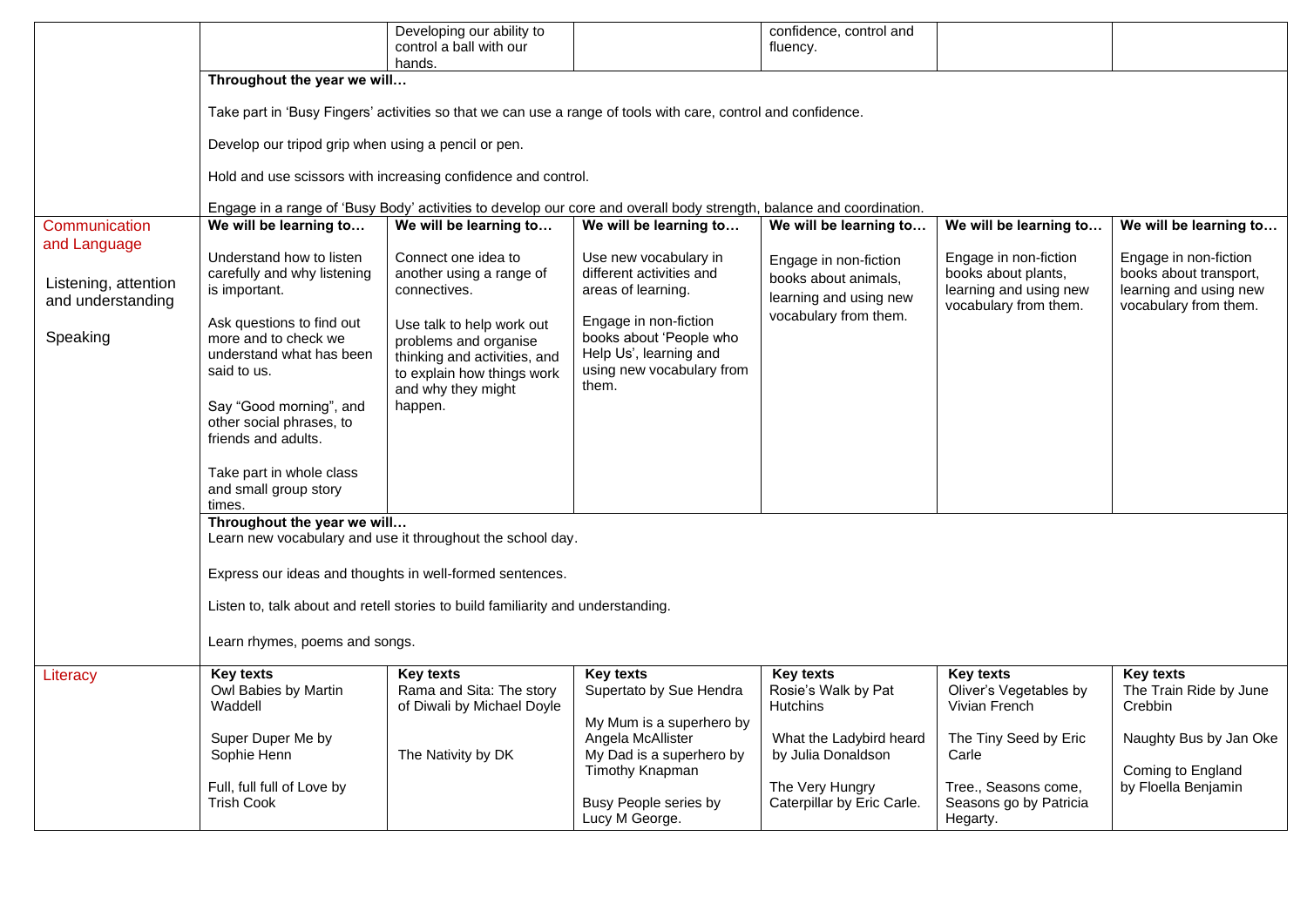| | | | | | | |
|---|---|---|---|---|---|---|
| | | Developing our ability to control a ball with our hands. | | confidence, control and fluency. | | |
| | **Throughout the year we will…**<br><br>Take part in 'Busy Fingers' activities so that we can use a range of tools with care, control and confidence.<br><br>Develop our tripod grip when using a pencil or pen.<br><br>Hold and use scissors with increasing confidence and control.<br><br>Engage in a range of 'Busy Body' activities to develop our core and overall body strength, balance and coordination. | | | | | |
| Communication and Language<br><br>Listening, attention and understanding<br><br>Speaking | **We will be learning to…**<br><br>Understand how to listen carefully and why listening is important.<br><br>Ask questions to find out more and to check we understand what has been said to us.<br><br>Say "Good morning", and other social phrases, to friends and adults.<br><br>Take part in whole class and small group story times. | **We will be learning to…**<br><br>Connect one idea to another using a range of connectives.<br><br>Use talk to help work out problems and organise thinking and activities, and to explain how things work and why they might happen. | **We will be learning to…**<br><br>Use new vocabulary in different activities and areas of learning.<br><br>Engage in non-fiction books about 'People who Help Us', learning and using new vocabulary from them. | **We will be learning to…**<br><br>Engage in non-fiction books about animals, learning and using new vocabulary from them. | **We will be learning to…**<br><br>Engage in non-fiction books about plants, learning and using new vocabulary from them. | **We will be learning to…**<br><br>Engage in non-fiction books about transport, learning and using new vocabulary from them. |
| | **Throughout the year we will…**<br>Learn new vocabulary and use it throughout the school day.<br><br>Express our ideas and thoughts in well-formed sentences.<br><br>Listen to, talk about and retell stories to build familiarity and understanding.<br><br>Learn rhymes, poems and songs. | | | | | |
| Literacy | **Key texts**<br>Owl Babies by Martin Waddell<br><br>Super Duper Me by Sophie Henn<br><br>Full, full full of Love by Trish Cook | **Key texts**<br>Rama and Sita: The story of Diwali by Michael Doyle<br><br>The Nativity by DK | **Key texts**<br>Supertato by Sue Hendra<br><br>My Mum is a superhero by Angela McAllister<br>My Dad is a superhero by Timothy Knapman<br><br>Busy People series by Lucy M George. | **Key texts**<br>Rosie's Walk by Pat Hutchins<br><br>What the Ladybird heard by Julia Donaldson<br><br>The Very Hungry Caterpillar by Eric Carle. | **Key texts**<br>Oliver's Vegetables by Vivian French<br><br>The Tiny Seed by Eric Carle<br><br>Tree., Seasons come, Seasons go by Patricia Hegarty. | **Key texts**<br>The Train Ride by June Crebbin<br><br>Naughty Bus by Jan Oke<br><br>Coming to England by Floella Benjamin |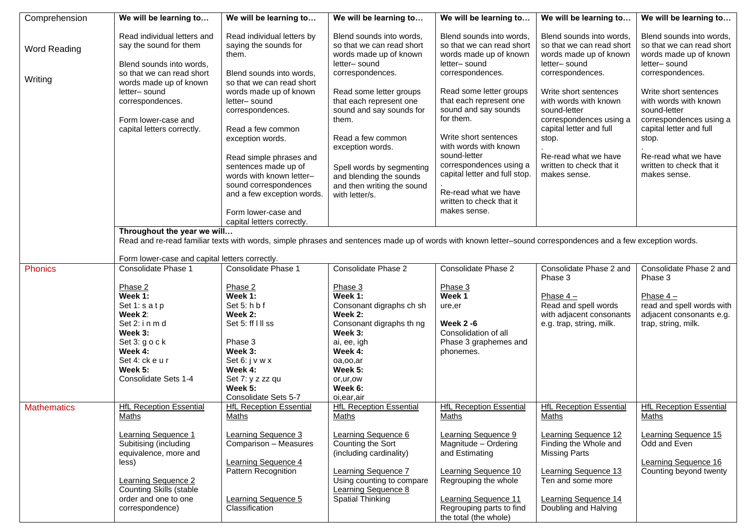| Comprehension<br><br>Word Reading<br><br>Writing | **We will be learning to…**<br><br>Read individual letters and say the sound for them<br><br>Blend sounds into words, so that we can read short words made up of known letter– sound correspondences.<br><br>Form lower-case and capital letters correctly. | **We will be learning to…**<br><br>Read individual letters by saying the sounds for them.<br><br>Blend sounds into words, so that we can read short words made up of known letter– sound correspondences.<br><br>Read a few common exception words.<br><br>Read simple phrases and sentences made up of words with known letter–sound correspondences and a few exception words.<br><br>Form lower-case and capital letters correctly. | **We will be learning to…**<br><br>Blend sounds into words, so that we can read short words made up of known letter– sound correspondences.<br><br>Read some letter groups that each represent one sound and say sounds for them.<br><br>Read a few common exception words.<br><br>Spell words by segmenting and blending the sounds and then writing the sound with letter/s. | **We will be learning to…**<br><br>Blend sounds into words, so that we can read short words made up of known letter– sound correspondences.<br><br>Read some letter groups that each represent one sound and say sounds for them.<br><br>Write short sentences with words with known sound-letter correspondences using a capital letter and full stop.<br>.<br>Re-read what we have written to check that it makes sense. | **We will be learning to…**<br><br>Blend sounds into words, so that we can read short words made up of known letter– sound correspondences.<br><br>Write short sentences with words with known sound-letter correspondences using a capital letter and full stop.<br>.<br>Re-read what we have written to check that it makes sense. | **We will be learning to…**<br><br>Blend sounds into words, so that we can read short words made up of known letter– sound correspondences.<br><br>Write short sentences with words with known sound-letter correspondences using a capital letter and full stop.<br>.<br>Re-read what we have written to check that it makes sense. |
|---|---|---|---|---|---|---|
| | **Throughout the year we will…**<br>Read and re-read familiar texts with words, simple phrases and sentences made up of words with known letter–sound correspondences and a few exception words.<br><br>Form lower-case and capital letters correctly. | | | | | |
| Phonics | Consolidate Phase 1<br><br>Phase 2<br>**Week 1:**<br>Set 1: s a t p<br>**Week 2**:<br>Set 2: i n m d<br>**Week 3:**<br>Set 3: g o c k<br>**Week 4:**<br>Set 4: ck e u r<br>**Week 5:**<br>Consolidate Sets 1-4 | Consolidate Phase 1<br><br>Phase 2<br>**Week 1:**<br>Set 5: h b f<br>**Week 2:**<br>Set 5: ff l ll ss<br><br>Phase 3<br>**Week 3:**<br>Set 6: j v w x<br>**Week 4:**<br>Set 7: y z zz qu<br>**Week 5:**<br>Consolidate Sets 5-7 | Consolidate Phase 2<br><br>Phase 3<br>**Week 1:**<br>Consonant digraphs ch sh<br>**Week 2:**<br>Consonant digraphs th ng<br>**Week 3:**<br>ai, ee, igh<br>**Week 4:**<br>oa,oo,ar<br>**Week 5:**<br>or,ur,ow<br>**Week 6:**<br>oi,ear,air | Consolidate Phase 2<br><br>Phase 3<br>**Week 1**<br>ure,er<br><br>**Week 2 -6**<br>Consolidation of all Phase 3 graphemes and phonemes. | Consolidate Phase 2 and Phase 3<br><br>Phase 4 –<br>Read and spell words with adjacent consonants e.g. trap, string, milk. | Consolidate Phase 2 and Phase 3<br><br>Phase 4 –<br>read and spell words with adjacent consonants e.g. trap, string, milk. |
| Mathematics | HfL Reception Essential Maths<br><br>Learning Sequence 1<br>Subitising (including equivalence, more and less)<br><br>Learning Sequence 2<br>Counting Skills (stable order and one to one correspondence) | HfL Reception Essential Maths<br><br>Learning Sequence 3<br>Comparison – Measures<br><br>Learning Sequence 4<br>Pattern Recognition<br><br>Learning Sequence 5<br>Classification | HfL Reception Essential Maths<br><br>Learning Sequence 6<br>Counting the Sort (including cardinality)<br><br>Learning Sequence 7<br>Using counting to compare<br>Learning Sequence 8<br>Spatial Thinking | HfL Reception Essential Maths<br><br>Learning Sequence 9<br>Magnitude – Ordering and Estimating<br><br>Learning Sequence 10<br>Regrouping the whole<br><br>Learning Sequence 11<br>Regrouping parts to find the total (the whole) | HfL Reception Essential Maths<br><br>Learning Sequence 12<br>Finding the Whole and Missing Parts<br><br>Learning Sequence 13<br>Ten and some more<br><br>Learning Sequence 14<br>Doubling and Halving | HfL Reception Essential Maths<br><br>Learning Sequence 15<br>Odd and Even<br><br>Learning Sequence 16<br>Counting beyond twenty |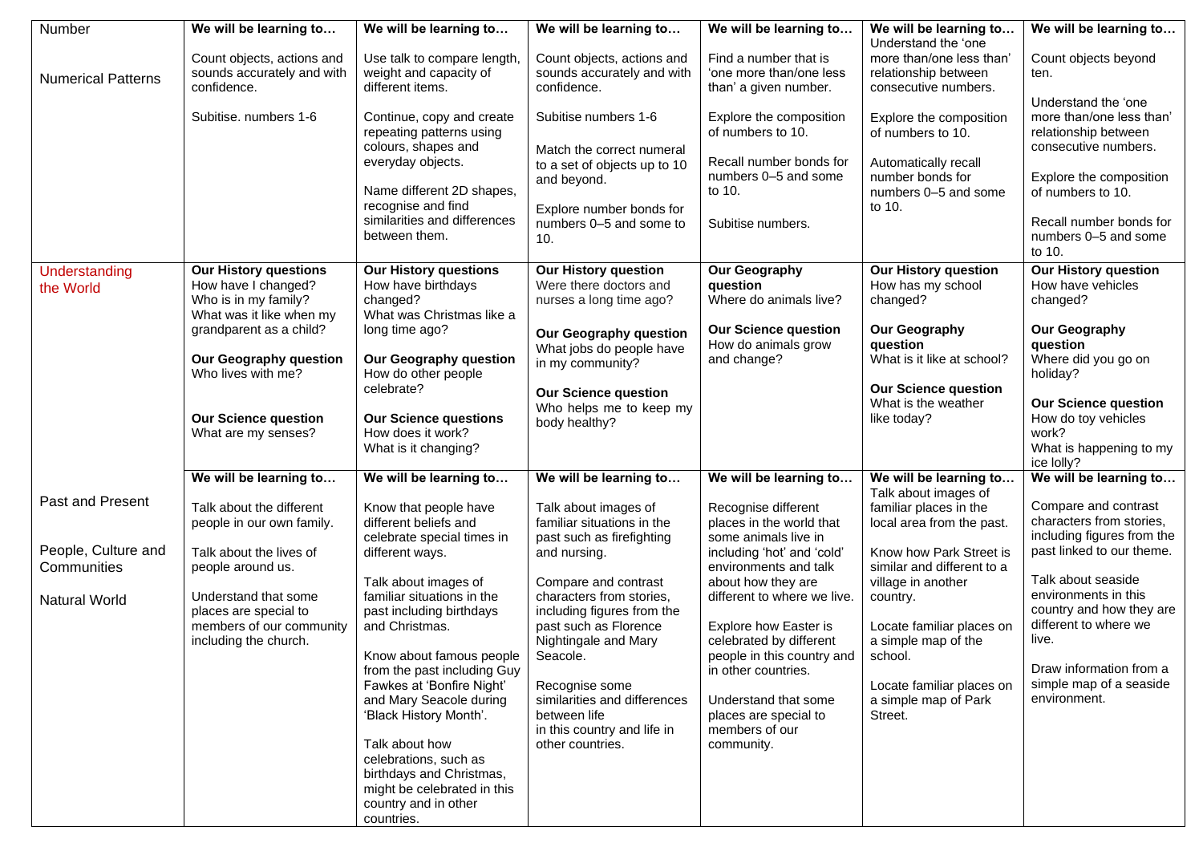| | | | | | | |
|---|---|---|---|---|---|---|
| Number<br><br>Numerical Patterns | **We will be learning to…**<br><br>Count objects, actions and sounds accurately and with confidence.<br><br>Subitise. numbers 1-6 | **We will be learning to…**<br><br>Use talk to compare length, weight and capacity of different items.<br><br>Continue, copy and create repeating patterns using colours, shapes and everyday objects.<br><br>Name different 2D shapes, recognise and find similarities and differences between them. | **We will be learning to…**<br><br>Count objects, actions and sounds accurately and with confidence.<br><br>Subitise numbers 1-6<br><br>Match the correct numeral to a set of objects up to 10 and beyond.<br><br>Explore number bonds for numbers 0–5 and some to 10. | **We will be learning to…**<br><br>Find a number that is 'one more than/one less than' a given number.<br><br>Explore the composition of numbers to 10.<br><br>Recall number bonds for numbers 0–5 and some to 10.<br><br>Subitise numbers. | **We will be learning to…**<br>Understand the 'one more than/one less than' relationship between consecutive numbers.<br><br>Explore the composition of numbers to 10.<br><br>Automatically recall number bonds for numbers 0–5 and some to 10. | **We will be learning to…**<br><br>Count objects beyond ten.<br><br>Understand the 'one more than/one less than' relationship between consecutive numbers.<br><br>Explore the composition of numbers to 10.<br><br>Recall number bonds for numbers 0–5 and some to 10. |
| Understanding the World | **Our History questions**<br>How have I changed?<br>Who is in my family?<br>What was it like when my grandparent as a child?<br><br>**Our Geography question**<br>Who lives with me?<br><br>**Our Science question**<br>What are my senses? | **Our History questions**<br>How have birthdays changed?<br>What was Christmas like a long time ago?<br><br>**Our Geography question**<br>How do other people celebrate?<br><br>**Our Science questions**<br>How does it work?<br>What is it changing? | **Our History question**<br>Were there doctors and nurses a long time ago?<br><br>**Our Geography question**<br>What jobs do people have in my community?<br><br>**Our Science question**<br>Who helps me to keep my body healthy? | **Our Geography question**<br>Where do animals live?<br><br>**Our Science question**<br>How do animals grow and change? | **Our History question**<br>How has my school changed?<br><br>**Our Geography question**<br>What is it like at school?<br><br>**Our Science question**<br>What is the weather like today? | **Our History question**<br>How have vehicles changed?<br><br>**Our Geography question**<br>Where did you go on holiday?<br><br>**Our Science question**<br>How do toy vehicles work?<br>What is happening to my ice lolly? |
| Past and Present<br><br>People, Culture and Communities<br><br>Natural World | **We will be learning to…**<br><br>Talk about the different people in our own family.<br><br>Talk about the lives of people around us.<br><br>Understand that some places are special to members of our community including the church. | **We will be learning to…**<br><br>Know that people have different beliefs and celebrate special times in different ways.<br><br>Talk about images of familiar situations in the past including birthdays and Christmas.<br><br>Know about famous people from the past including Guy Fawkes at 'Bonfire Night' and Mary Seacole during 'Black History Month'.<br><br>Talk about how celebrations, such as birthdays and Christmas, might be celebrated in this country and in other countries. | **We will be learning to…**<br><br>Talk about images of familiar situations in the past such as firefighting and nursing.<br><br>Compare and contrast characters from stories, including figures from the past such as Florence Nightingale and Mary Seacole.<br><br>Recognise some similarities and differences between life in this country and life in other countries. | **We will be learning to…**<br><br>Recognise different places in the world that some animals live in including 'hot' and 'cold' environments and talk about how they are different to where we live.<br><br>Explore how Easter is celebrated by different people in this country and in other countries.<br><br>Understand that some places are special to members of our community. | **We will be learning to…**<br>Talk about images of familiar places in the local area from the past.<br><br>Know how Park Street is similar and different to a village in another country.<br><br>Locate familiar places on a simple map of the school.<br><br>Locate familiar places on a simple map of Park Street. | **We will be learning to…**<br><br>Compare and contrast characters from stories, including figures from the past linked to our theme.<br><br>Talk about seaside environments in this country and how they are different to where we live.<br><br>Draw information from a simple map of a seaside environment. |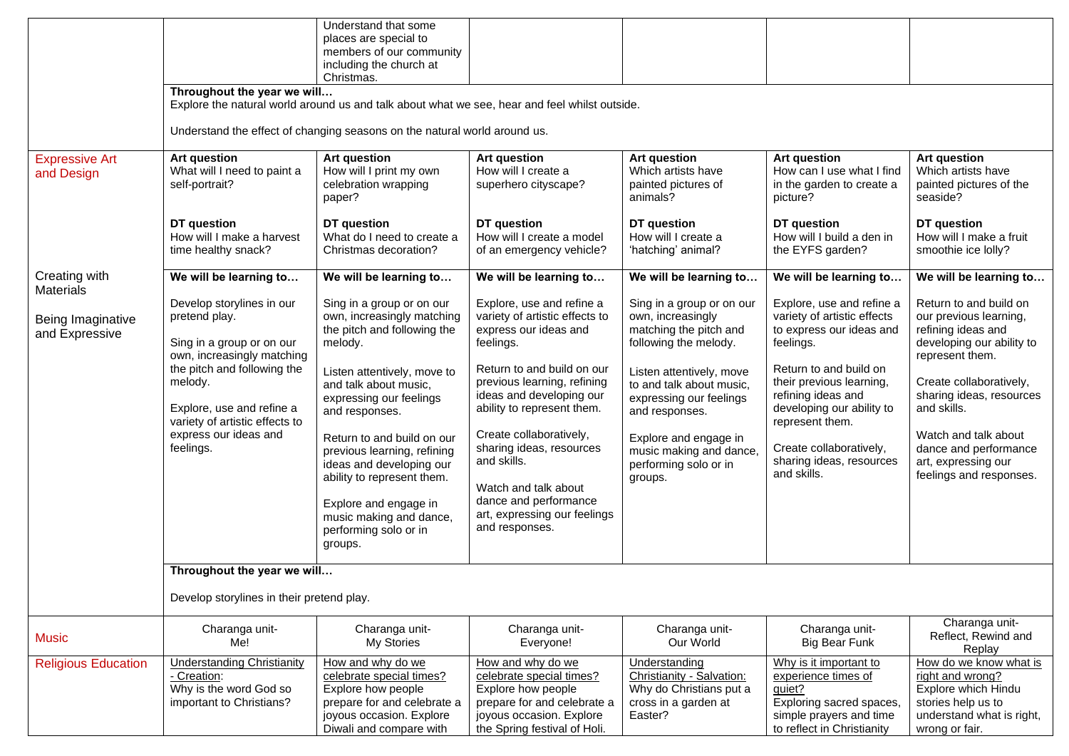| | | | | | | |
|---|---|---|---|---|---|---|
| | | Understand that some places are special to members of our community including the church at Christmas. | | | | |
| | **Throughout the year we will…**<br>Explore the natural world around us and talk about what we see, hear and feel whilst outside.<br><br>Understand the effect of changing seasons on the natural world around us. | | | | | |
| Expressive Art and Design<br><br>Creating with Materials<br><br>Being Imaginative and Expressive | **Art question**<br>What will I need to paint a self-portrait?<br><br>**DT question**<br>How will I make a harvest time healthy snack? | **Art question**<br>How will I print my own celebration wrapping paper?<br><br>**DT question**<br>What do I need to create a Christmas decoration? | **Art question**<br>How will I create a superhero cityscape?<br><br>**DT question**<br>How will I create a model of an emergency vehicle? | **Art question**<br>Which artists have painted pictures of animals?<br><br>**DT question**<br>How will I create a 'hatching' animal? | **Art question**<br>How can I use what I find in the garden to create a picture?<br><br>**DT question**<br>How will I build a den in the EYFS garden? | **Art question**<br>Which artists have painted pictures of the seaside?<br><br>**DT question**<br>How will I make a fruit smoothie ice lolly? |
| | **We will be learning to…**<br><br>Develop storylines in our pretend play.<br><br>Sing in a group or on our own, increasingly matching the pitch and following the melody.<br><br>Explore, use and refine a variety of artistic effects to express our ideas and feelings. | **We will be learning to…**<br><br>Sing in a group or on our own, increasingly matching the pitch and following the melody.<br><br>Listen attentively, move to and talk about music, expressing our feelings and responses.<br><br>Return to and build on our previous learning, refining ideas and developing our ability to represent them.<br><br>Explore and engage in music making and dance, performing solo or in groups. | **We will be learning to…**<br><br>Explore, use and refine a variety of artistic effects to express our ideas and feelings.<br><br>Return to and build on our previous learning, refining ideas and developing our ability to represent them.<br><br>Create collaboratively, sharing ideas, resources and skills.<br><br>Watch and talk about dance and performance art, expressing our feelings and responses. | **We will be learning to…**<br><br>Sing in a group or on our own, increasingly matching the pitch and following the melody.<br><br>Listen attentively, move to and talk about music, expressing our feelings and responses.<br><br>Explore and engage in music making and dance, performing solo or in groups. | **We will be learning to…**<br><br>Explore, use and refine a variety of artistic effects to express our ideas and feelings.<br><br>Return to and build on their previous learning, refining ideas and developing our ability to represent them.<br><br>Create collaboratively, sharing ideas, resources and skills. | **We will be learning to…**<br><br>Return to and build on our previous learning, refining ideas and developing our ability to represent them.<br><br>Create collaboratively, sharing ideas, resources and skills.<br><br>Watch and talk about dance and performance art, expressing our feelings and responses. |
| | **Throughout the year we will…**<br><br>Develop storylines in their pretend play. | | | | | |
| Music | Charanga unit-<br>Me! | Charanga unit-<br>My Stories | Charanga unit-<br>Everyone! | Charanga unit-<br>Our World | Charanga unit-<br>Big Bear Funk | Charanga unit-<br>Reflect, Rewind and Replay |
| Religious Education | Understanding Christianity - Creation:<br>Why is the word God so important to Christians? | How and why do we celebrate special times?<br>Explore how people prepare for and celebrate a joyous occasion. Explore Diwali and compare with | How and why do we celebrate special times?<br>Explore how people prepare for and celebrate a joyous occasion. Explore the Spring festival of Holi. | Understanding Christianity - Salvation:<br>Why do Christians put a cross in a garden at Easter? | Why is it important to experience times of quiet?<br>Exploring sacred spaces, simple prayers and time to reflect in Christianity | How do we know what is right and wrong?<br>Explore which Hindu stories help us to understand what is right, wrong or fair. |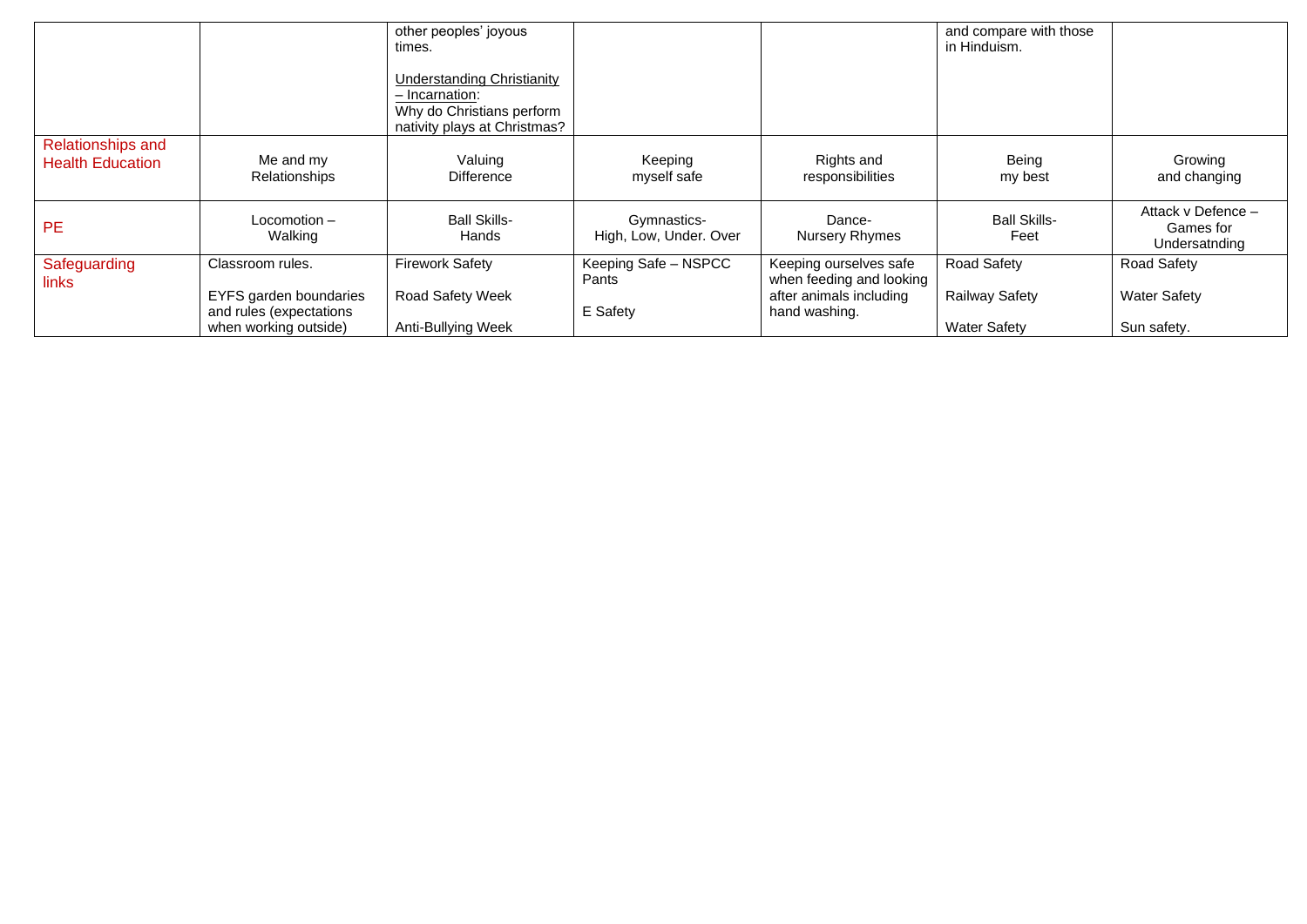| | | | | | | |
|---|---|---|---|---|---|---|
| | | other peoples' joyous times.<br><br>Understanding Christianity – Incarnation:<br>Why do Christians perform nativity plays at Christmas? | | | and compare with those in Hinduism. | |
| Relationships and Health Education | Me and my Relationships | Valuing Difference | Keeping myself safe | Rights and responsibilities | Being my best | Growing and changing |
| PE | Locomotion – Walking | Ball Skills- Hands | Gymnastics- High, Low, Under. Over | Dance- Nursery Rhymes | Ball Skills- Feet | Attack v Defence – Games for Undersatnding |
| Safeguarding links | Classroom rules.<br><br>EYFS garden boundaries and rules (expectations when working outside) | Firework Safety<br><br>Road Safety Week<br><br>Anti-Bullying Week | Keeping Safe – NSPCC Pants<br><br>E Safety | Keeping ourselves safe when feeding and looking after animals including hand washing. | Road Safety<br><br>Railway Safety<br><br>Water Safety | Road Safety<br><br>Water Safety<br><br>Sun safety. |